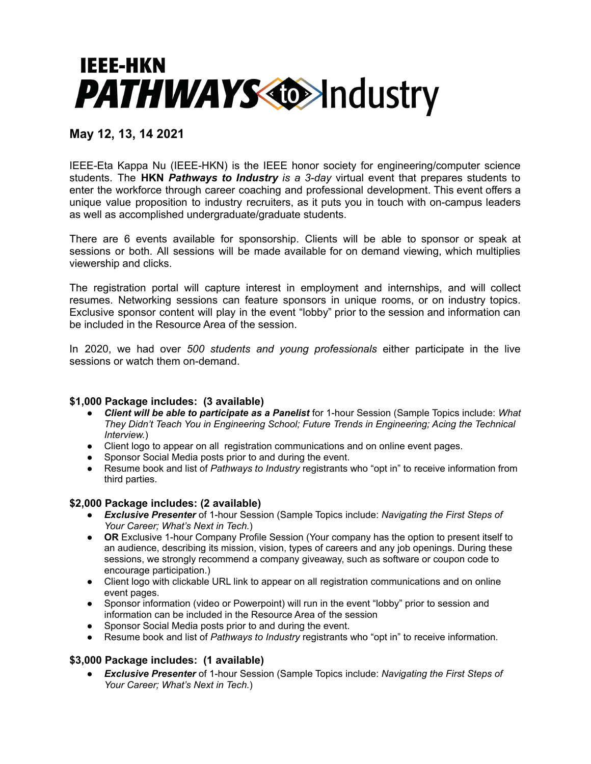# IEEE-HKN PATHWAYS to Industry

## May 12, 13, 14 2021

IEEE-Eta Kappa Nu (IEEE-HKN) is the IEEE honor society for engineering/computer science students. The **HKN *Pathways to Industry*** *is a 3-day* virtual event that prepares students to enter the workforce through career coaching and professional development. This event offers a unique value proposition to industry recruiters, as it puts you in touch with on-campus leaders as well as accomplished undergraduate/graduate students.

There are 6 events available for sponsorship. Clients will be able to sponsor or speak at sessions or both. All sessions will be made available for on demand viewing, which multiplies viewership and clicks.

The registration portal will capture interest in employment and internships, and will collect resumes. Networking sessions can feature sponsors in unique rooms, or on industry topics. Exclusive sponsor content will play in the event "lobby" prior to the session and information can be included in the Resource Area of the session.

In 2020, we had over *500 students and young professionals* either participate in the live sessions or watch them on-demand.

### $1,000 Package includes: (3 available)

- ***Client will be able to participate as a Panelist*** for 1-hour Session (Sample Topics include: *What They Didn't Teach You in Engineering School; Future Trends in Engineering; Acing the Technical Interview.*)
- Client logo to appear on all registration communications and on online event pages.
- Sponsor Social Media posts prior to and during the event.
- Resume book and list of *Pathways to Industry* registrants who "opt in" to receive information from third parties.

### $2,000 Package includes: (2 available)

- ***Exclusive Presenter*** of 1-hour Session (Sample Topics include: *Navigating the First Steps of Your Career; What's Next in Tech.*)
- **OR** Exclusive 1-hour Company Profile Session (Your company has the option to present itself to an audience, describing its mission, vision, types of careers and any job openings. During these sessions, we strongly recommend a company giveaway, such as software or coupon code to encourage participation.)
- Client logo with clickable URL link to appear on all registration communications and on online event pages.
- Sponsor information (video or Powerpoint) will run in the event "lobby" prior to session and information can be included in the Resource Area of the session
- Sponsor Social Media posts prior to and during the event.
- Resume book and list of *Pathways to Industry* registrants who "opt in" to receive information.

### $3,000 Package includes: (1 available)

- ***Exclusive Presenter*** of 1-hour Session (Sample Topics include: *Navigating the First Steps of Your Career; What's Next in Tech.*)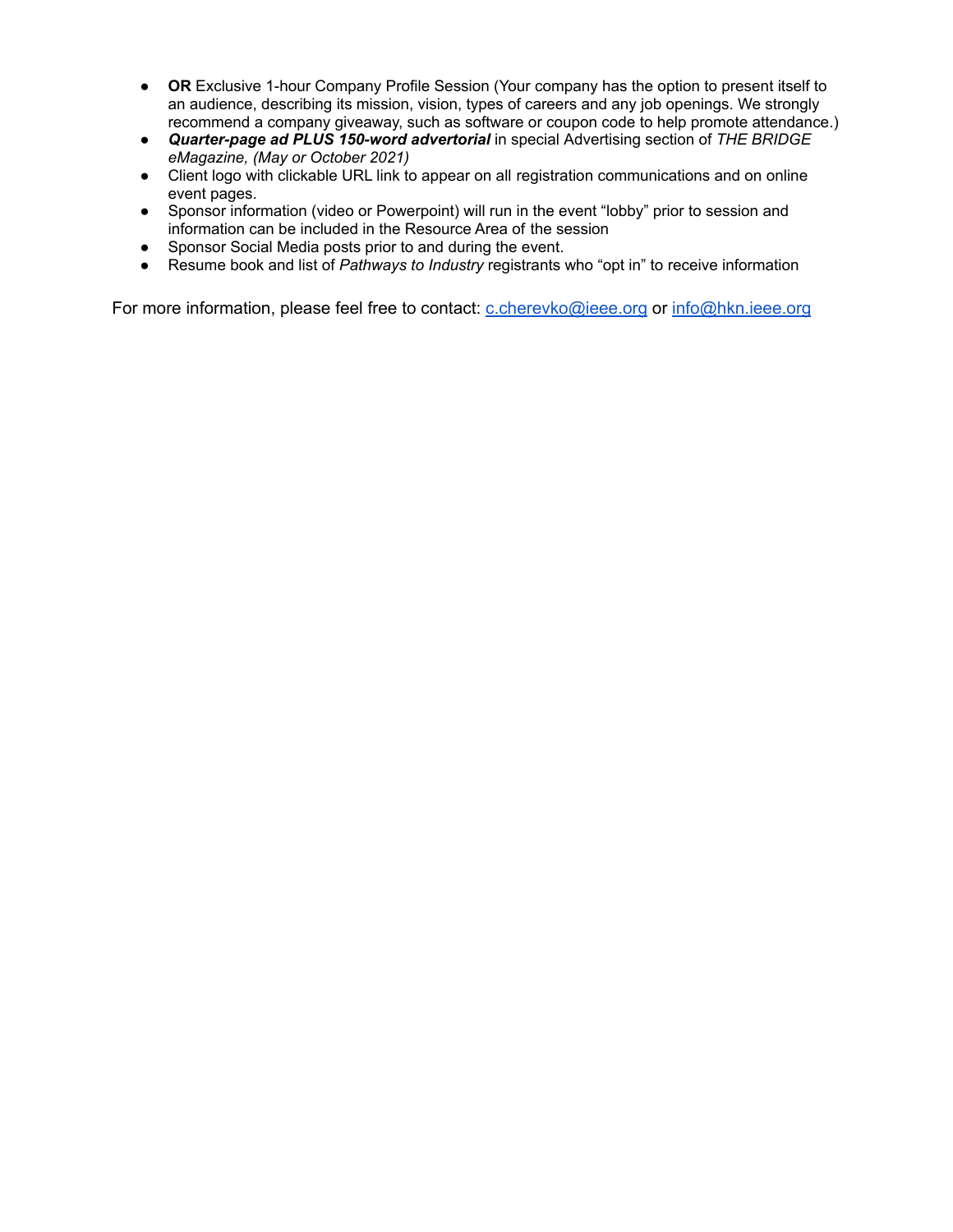- **OR** Exclusive 1-hour Company Profile Session (Your company has the option to present itself to an audience, describing its mission, vision, types of careers and any job openings. We strongly recommend a company giveaway, such as software or coupon code to help promote attendance.)
- ***Quarter-page ad PLUS 150-word advertorial*** in special Advertising section of *THE BRIDGE eMagazine, (May or October 2021)*
- Client logo with clickable URL link to appear on all registration communications and on online event pages.
- Sponsor information (video or Powerpoint) will run in the event "lobby" prior to session and information can be included in the Resource Area of the session
- Sponsor Social Media posts prior to and during the event.
- Resume book and list of *Pathways to Industry* registrants who "opt in" to receive information

For more information, please feel free to contact: c.cherevko@ieee.org or info@hkn.ieee.org